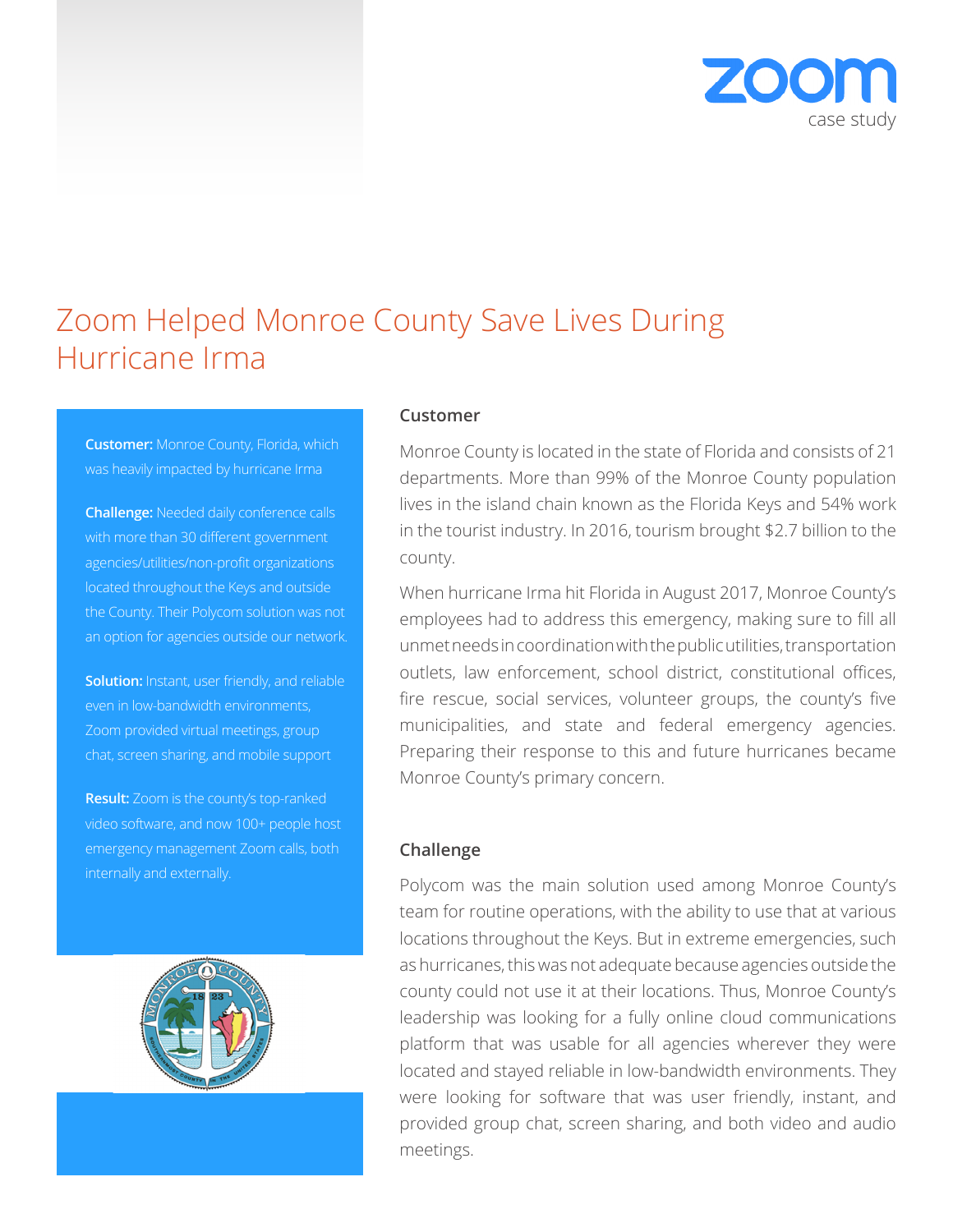zoom
case study

# Zoom Helped Monroe County Save Lives During Hurricane Irma

**Customer:** Monroe County, Florida, which was heavily impacted by hurricane Irma

**Challenge:** Needed daily conference calls with more than 30 different government agencies/utilities/non-profit organizations located throughout the Keys and outside the County. Their Polycom solution was not an option for agencies outside our network.

**Solution:** Instant, user friendly, and reliable even in low-bandwidth environments, Zoom provided virtual meetings, group chat, screen sharing, and mobile support

**Result:** Zoom is the county's top-ranked video software, and now 100+ people host emergency management Zoom calls, both internally and externally.

## Customer

Monroe County is located in the state of Florida and consists of 21 departments. More than 99% of the Monroe County population lives in the island chain known as the Florida Keys and 54% work in the tourist industry. In 2016, tourism brought $2.7 billion to the county.

When hurricane Irma hit Florida in August 2017, Monroe County's employees had to address this emergency, making sure to fill all unmet needs in coordination with the public utilities, transportation outlets, law enforcement, school district, constitutional offices, fire rescue, social services, volunteer groups, the county's five municipalities, and state and federal emergency agencies. Preparing their response to this and future hurricanes became Monroe County's primary concern.

## Challenge

Polycom was the main solution used among Monroe County's team for routine operations, with the ability to use that at various locations throughout the Keys. But in extreme emergencies, such as hurricanes, this was not adequate because agencies outside the county could not use it at their locations. Thus, Monroe County's leadership was looking for a fully online cloud communications platform that was usable for all agencies wherever they were located and stayed reliable in low-bandwidth environments. They were looking for software that was user friendly, instant, and provided group chat, screen sharing, and both video and audio meetings.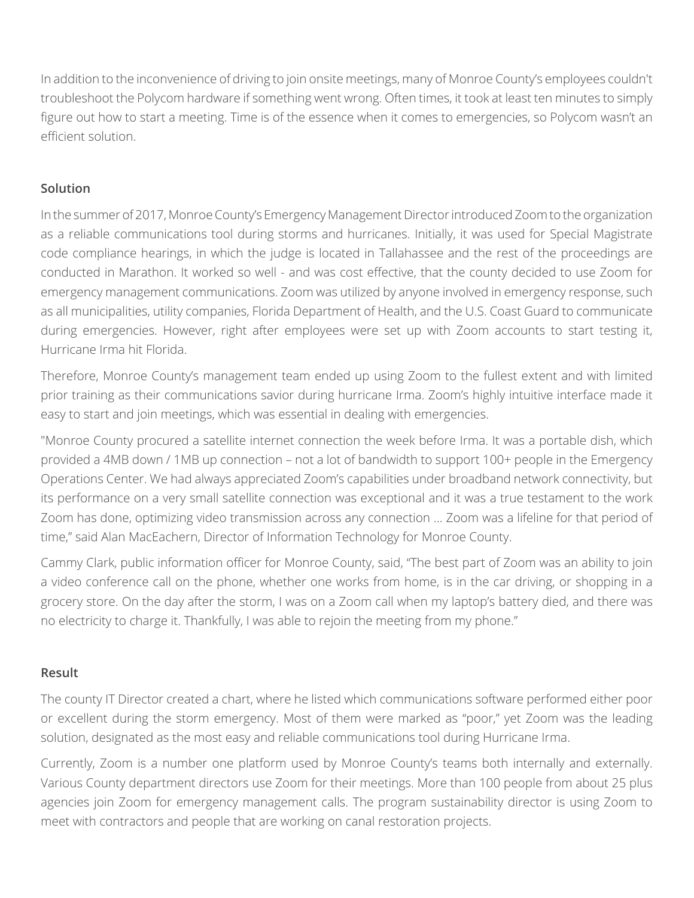In addition to the inconvenience of driving to join onsite meetings, many of Monroe County's employees couldn't troubleshoot the Polycom hardware if something went wrong. Often times, it took at least ten minutes to simply figure out how to start a meeting. Time is of the essence when it comes to emergencies, so Polycom wasn't an efficient solution.

**Solution**

In the summer of 2017, Monroe County's Emergency Management Director introduced Zoom to the organization as a reliable communications tool during storms and hurricanes. Initially, it was used for Special Magistrate code compliance hearings, in which the judge is located in Tallahassee and the rest of the proceedings are conducted in Marathon. It worked so well - and was cost effective, that the county decided to use Zoom for emergency management communications. Zoom was utilized by anyone involved in emergency response, such as all municipalities, utility companies, Florida Department of Health, and the U.S. Coast Guard to communicate during emergencies. However, right after employees were set up with Zoom accounts to start testing it, Hurricane Irma hit Florida.

Therefore, Monroe County's management team ended up using Zoom to the fullest extent and with limited prior training as their communications savior during hurricane Irma. Zoom's highly intuitive interface made it easy to start and join meetings, which was essential in dealing with emergencies.

"Monroe County procured a satellite internet connection the week before Irma. It was a portable dish, which provided a 4MB down / 1MB up connection – not a lot of bandwidth to support 100+ people in the Emergency Operations Center. We had always appreciated Zoom's capabilities under broadband network connectivity, but its performance on a very small satellite connection was exceptional and it was a true testament to the work Zoom has done, optimizing video transmission across any connection ... Zoom was a lifeline for that period of time," said Alan MacEachern, Director of Information Technology for Monroe County.

Cammy Clark, public information officer for Monroe County, said, "The best part of Zoom was an ability to join a video conference call on the phone, whether one works from home, is in the car driving, or shopping in a grocery store. On the day after the storm, I was on a Zoom call when my laptop's battery died, and there was no electricity to charge it. Thankfully, I was able to rejoin the meeting from my phone."

**Result**

The county IT Director created a chart, where he listed which communications software performed either poor or excellent during the storm emergency. Most of them were marked as "poor," yet Zoom was the leading solution, designated as the most easy and reliable communications tool during Hurricane Irma.

Currently, Zoom is a number one platform used by Monroe County's teams both internally and externally. Various County department directors use Zoom for their meetings. More than 100 people from about 25 plus agencies join Zoom for emergency management calls. The program sustainability director is using Zoom to meet with contractors and people that are working on canal restoration projects.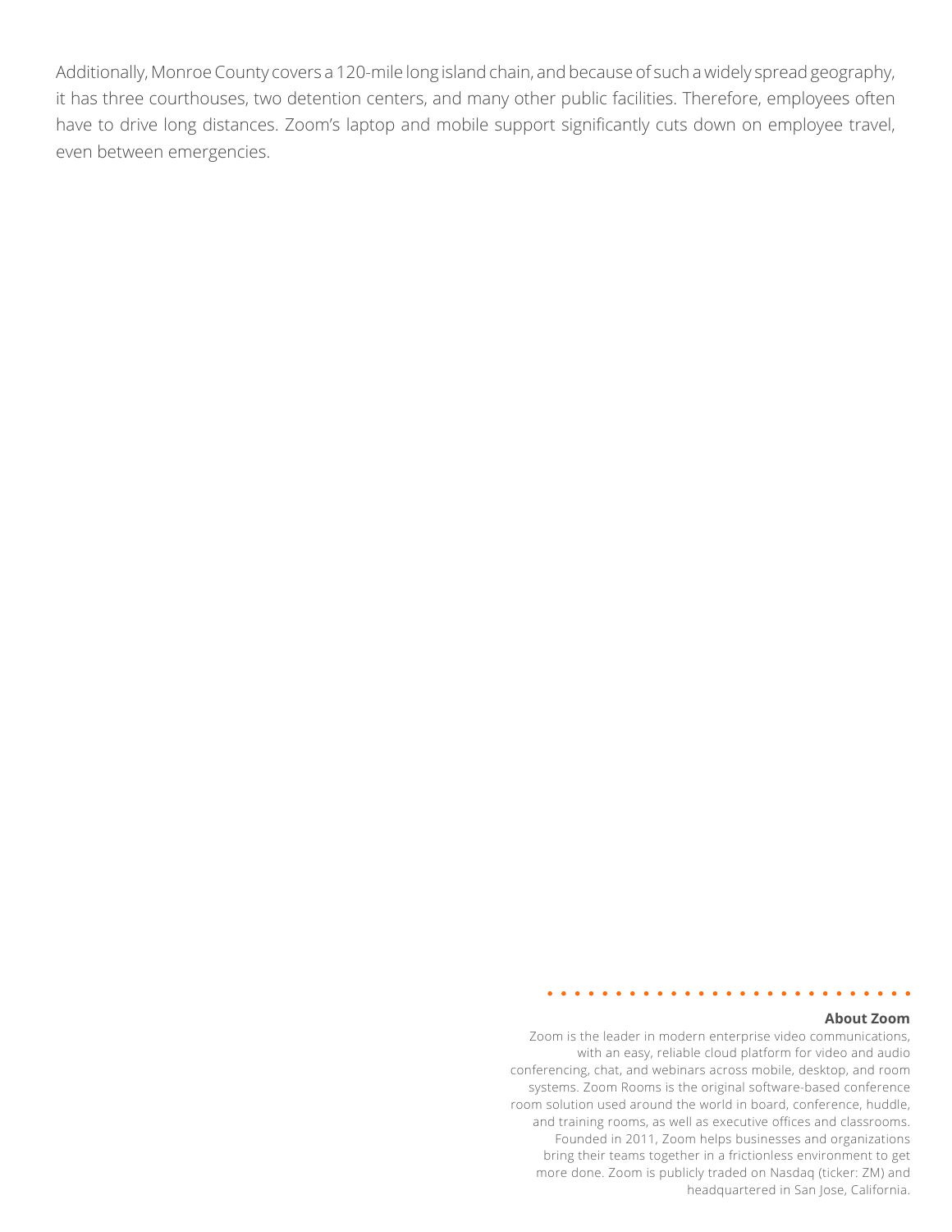Additionally, Monroe County covers a 120-mile long island chain, and because of such a widely spread geography, it has three courthouses, two detention centers, and many other public facilities. Therefore, employees often have to drive long distances. Zoom's laptop and mobile support significantly cuts down on employee travel, even between emergencies.

**About Zoom**

Zoom is the leader in modern enterprise video communications, with an easy, reliable cloud platform for video and audio conferencing, chat, and webinars across mobile, desktop, and room systems. Zoom Rooms is the original software-based conference room solution used around the world in board, conference, huddle, and training rooms, as well as executive offices and classrooms. Founded in 2011, Zoom helps businesses and organizations bring their teams together in a frictionless environment to get more done. Zoom is publicly traded on Nasdaq (ticker: ZM) and headquartered in San Jose, California.